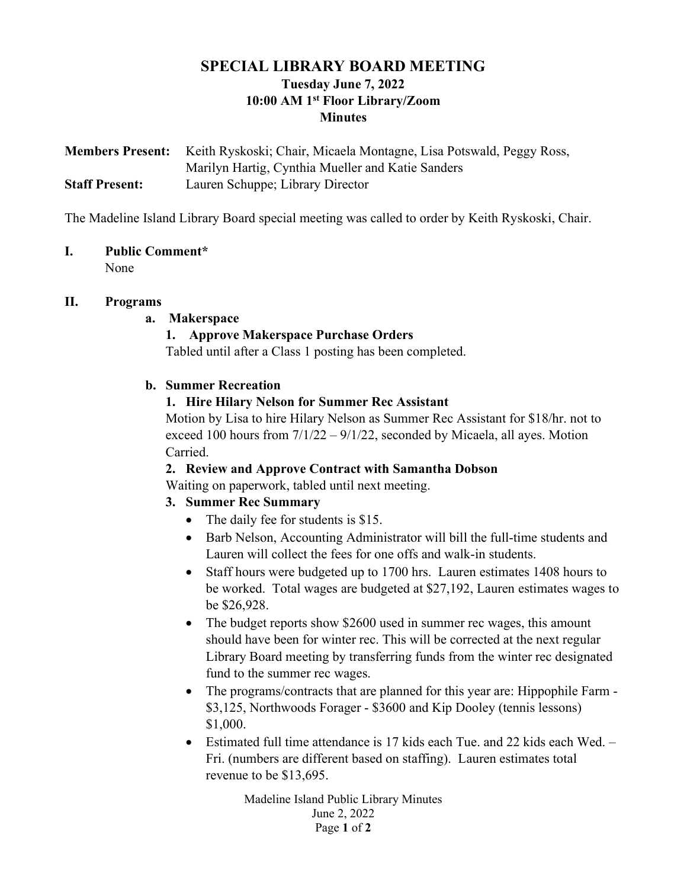# SPECIAL LIBRARY BOARD MEETING

## Tuesday June 7, 2022

## 10:00 AM 1st Floor Library/Zoom

## Minutes

**Members Present:** Keith Ryskoski; Chair, Micaela Montagne, Lisa Potswald, Peggy Ross, Marilyn Hartig, Cynthia Mueller and Katie Sanders

**Staff Present:** Lauren Schuppe; Library Director

The Madeline Island Library Board special meeting was called to order by Keith Ryskoski, Chair.

**I. Public Comment***

None

**II. Programs**

**a. Makerspace**

**1. Approve Makerspace Purchase Orders**

Tabled until after a Class 1 posting has been completed.

**b. Summer Recreation**

**1. Hire Hilary Nelson for Summer Rec Assistant**

Motion by Lisa to hire Hilary Nelson as Summer Rec Assistant for $18/hr. not to exceed 100 hours from 7/1/22 – 9/1/22, seconded by Micaela, all ayes. Motion Carried.

**2. Review and Approve Contract with Samantha Dobson**

Waiting on paperwork, tabled until next meeting.

**3. Summer Rec Summary**

- The daily fee for students is $15.
- Barb Nelson, Accounting Administrator will bill the full-time students and Lauren will collect the fees for one offs and walk-in students.
- Staff hours were budgeted up to 1700 hrs. Lauren estimates 1408 hours to be worked. Total wages are budgeted at $27,192, Lauren estimates wages to be $26,928.
- The budget reports show $2600 used in summer rec wages, this amount should have been for winter rec. This will be corrected at the next regular Library Board meeting by transferring funds from the winter rec designated fund to the summer rec wages.
- The programs/contracts that are planned for this year are: Hippophile Farm - $3,125, Northwoods Forager - $3600 and Kip Dooley (tennis lessons) $1,000.
- Estimated full time attendance is 17 kids each Tue. and 22 kids each Wed. – Fri. (numbers are different based on staffing). Lauren estimates total revenue to be $13,695.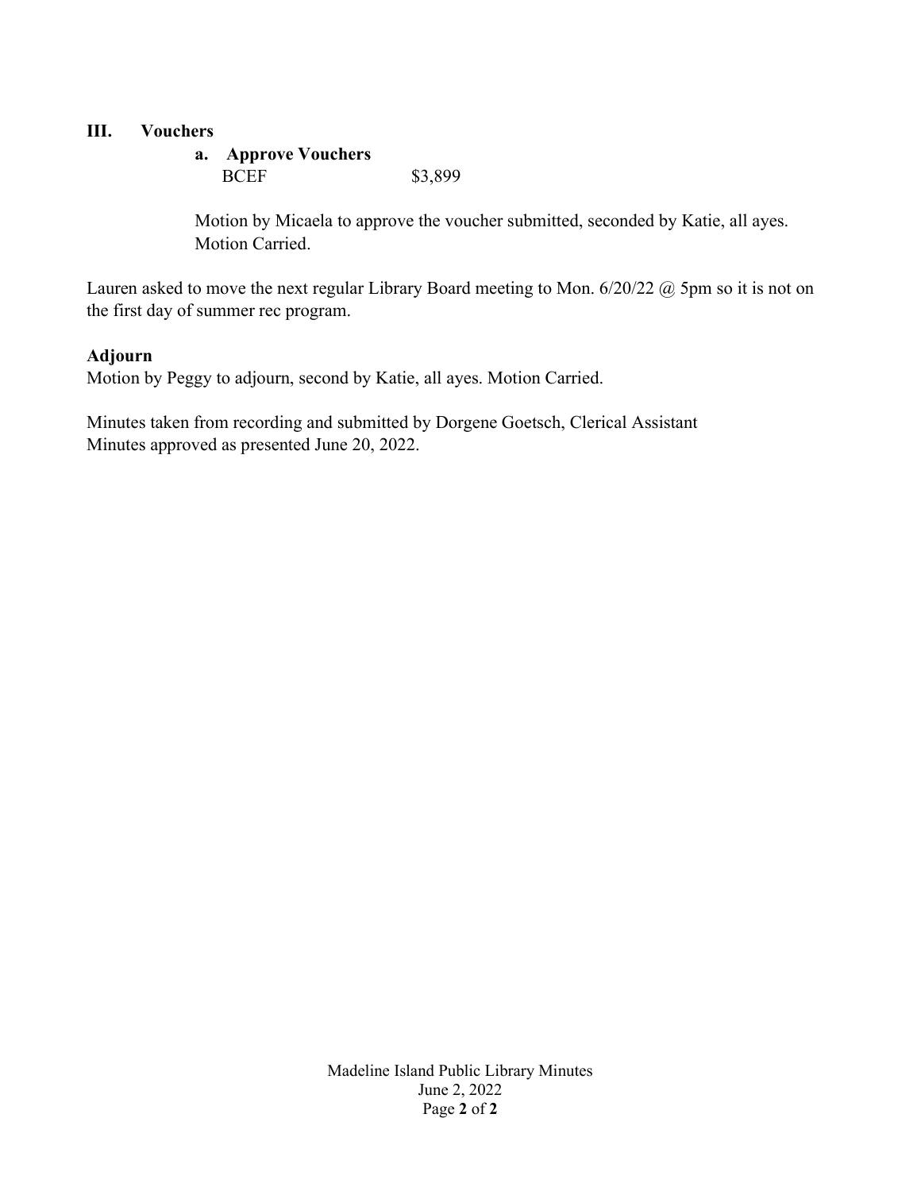## III. Vouchers

**a. Approve Vouchers**

| | |
|---|---|
| BCEF | $3,899 |

Motion by Micaela to approve the voucher submitted, seconded by Katie, all ayes. Motion Carried.

Lauren asked to move the next regular Library Board meeting to Mon. 6/20/22 @ 5pm so it is not on the first day of summer rec program.

**Adjourn**

Motion by Peggy to adjourn, second by Katie, all ayes. Motion Carried.

Minutes taken from recording and submitted by Dorgene Goetsch, Clerical Assistant
Minutes approved as presented June 20, 2022.